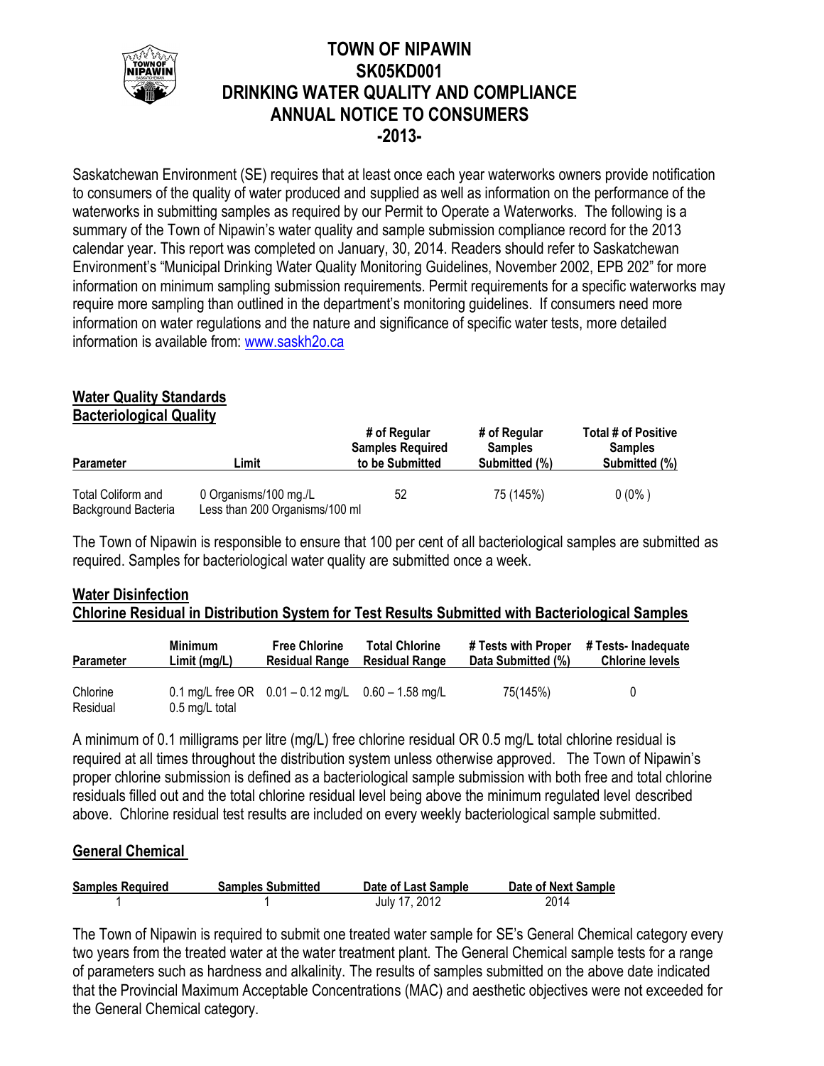# TOWN OF NIPAWIN
# SK05KD001
# DRINKING WATER QUALITY AND COMPLIANCE
# ANNUAL NOTICE TO CONSUMERS
# -2013-

Saskatchewan Environment (SE) requires that at least once each year waterworks owners provide notification to consumers of the quality of water produced and supplied as well as information on the performance of the waterworks in submitting samples as required by our Permit to Operate a Waterworks. The following is a summary of the Town of Nipawin's water quality and sample submission compliance record for the 2013 calendar year. This report was completed on January, 30, 2014. Readers should refer to Saskatchewan Environment's "Municipal Drinking Water Quality Monitoring Guidelines, November 2002, EPB 202" for more information on minimum sampling submission requirements. Permit requirements for a specific waterworks may require more sampling than outlined in the department's monitoring guidelines. If consumers need more information on water regulations and the nature and significance of specific water tests, more detailed information is available from: www.saskh2o.ca

## Water Quality Standards

### Bacteriological Quality

| Parameter | Limit | # of Regular Samples Required to be Submitted | # of Regular Samples Submitted (%) | Total # of Positive Samples Submitted (%) |
|---|---|---|---|---|
| Total Coliform and Background Bacteria | 0 Organisms/100 mg./L Less than 200 Organisms/100 ml | 52 | 75 (145%) | 0 (0% ) |

The Town of Nipawin is responsible to ensure that 100 per cent of all bacteriological samples are submitted as required. Samples for bacteriological water quality are submitted once a week.

## Water Disinfection

### Chlorine Residual in Distribution System for Test Results Submitted with Bacteriological Samples

| Parameter | Minimum Limit (mg/L) | Free Chlorine Residual Range | Total Chlorine Residual Range | # Tests with Proper Data Submitted (%) | # Tests- Inadequate Chlorine levels |
|---|---|---|---|---|---|
| Chlorine Residual | 0.1 mg/L free OR 0.5 mg/L total | 0.01 – 0.12 mg/L | 0.60 – 1.58 mg/L | 75(145%) | 0 |

A minimum of 0.1 milligrams per litre (mg/L) free chlorine residual OR 0.5 mg/L total chlorine residual is required at all times throughout the distribution system unless otherwise approved. The Town of Nipawin's proper chlorine submission is defined as a bacteriological sample submission with both free and total chlorine residuals filled out and the total chlorine residual level being above the minimum regulated level described above. Chlorine residual test results are included on every weekly bacteriological sample submitted.

## General Chemical

| Samples Required | Samples Submitted | Date of Last Sample | Date of Next Sample |
|---|---|---|---|
| 1 | 1 | July 17, 2012 | 2014 |

The Town of Nipawin is required to submit one treated water sample for SE's General Chemical category every two years from the treated water at the water treatment plant. The General Chemical sample tests for a range of parameters such as hardness and alkalinity. The results of samples submitted on the above date indicated that the Provincial Maximum Acceptable Concentrations (MAC) and aesthetic objectives were not exceeded for the General Chemical category.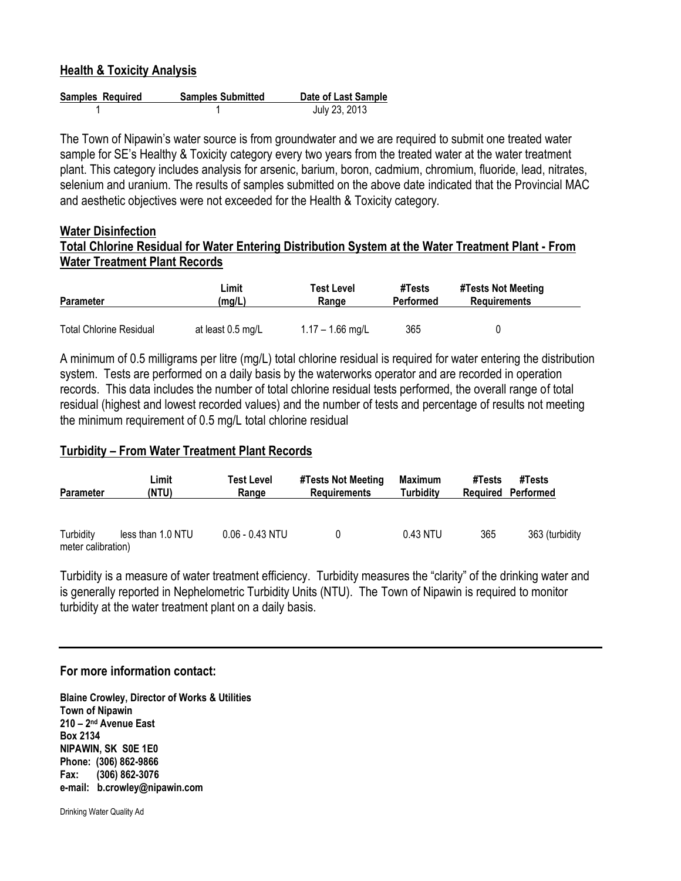## Health & Toxicity Analysis

| Samples Required | Samples Submitted | Date of Last Sample |
|---|---|---|
| 1 | 1 | July 23, 2013 |

The Town of Nipawin's water source is from groundwater and we are required to submit one treated water sample for SE's Healthy & Toxicity category every two years from the treated water at the water treatment plant. This category includes analysis for arsenic, barium, boron, cadmium, chromium, fluoride, lead, nitrates, selenium and uranium. The results of samples submitted on the above date indicated that the Provincial MAC and aesthetic objectives were not exceeded for the Health & Toxicity category.

## Water Disinfection

## Total Chlorine Residual for Water Entering Distribution System at the Water Treatment Plant - From Water Treatment Plant Records

| Parameter | Limit (mg/L) | Test Level Range | #Tests Performed | #Tests Not Meeting Requirements |
|---|---|---|---|---|
| Total Chlorine Residual | at least 0.5 mg/L | 1.17 – 1.66 mg/L | 365 | 0 |

A minimum of 0.5 milligrams per litre (mg/L) total chlorine residual is required for water entering the distribution system. Tests are performed on a daily basis by the waterworks operator and are recorded in operation records. This data includes the number of total chlorine residual tests performed, the overall range of total residual (highest and lowest recorded values) and the number of tests and percentage of results not meeting the minimum requirement of 0.5 mg/L total chlorine residual

## Turbidity – From Water Treatment Plant Records

| Parameter | Limit (NTU) | Test Level Range | #Tests Not Meeting Requirements | Maximum Turbidity | #Tests Required | #Tests Performed |
|---|---|---|---|---|---|---|
| Turbidity | less than 1.0 NTU | 0.06 - 0.43 NTU | 0 | 0.43 NTU | 365 | 363 (turbidity meter calibration) |

Turbidity is a measure of water treatment efficiency. Turbidity measures the "clarity" of the drinking water and is generally reported in Nephelometric Turbidity Units (NTU). The Town of Nipawin is required to monitor turbidity at the water treatment plant on a daily basis.

---

### For more information contact:

**Blaine Crowley, Director of Works & Utilities**
**Town of Nipawin**
**210 – 2nd Avenue East**
**Box 2134**
**NIPAWIN, SK S0E 1E0**
**Phone: (306) 862-9866**
**Fax: (306) 862-3076**
**e-mail: b.crowley@nipawin.com**

Drinking Water Quality Ad